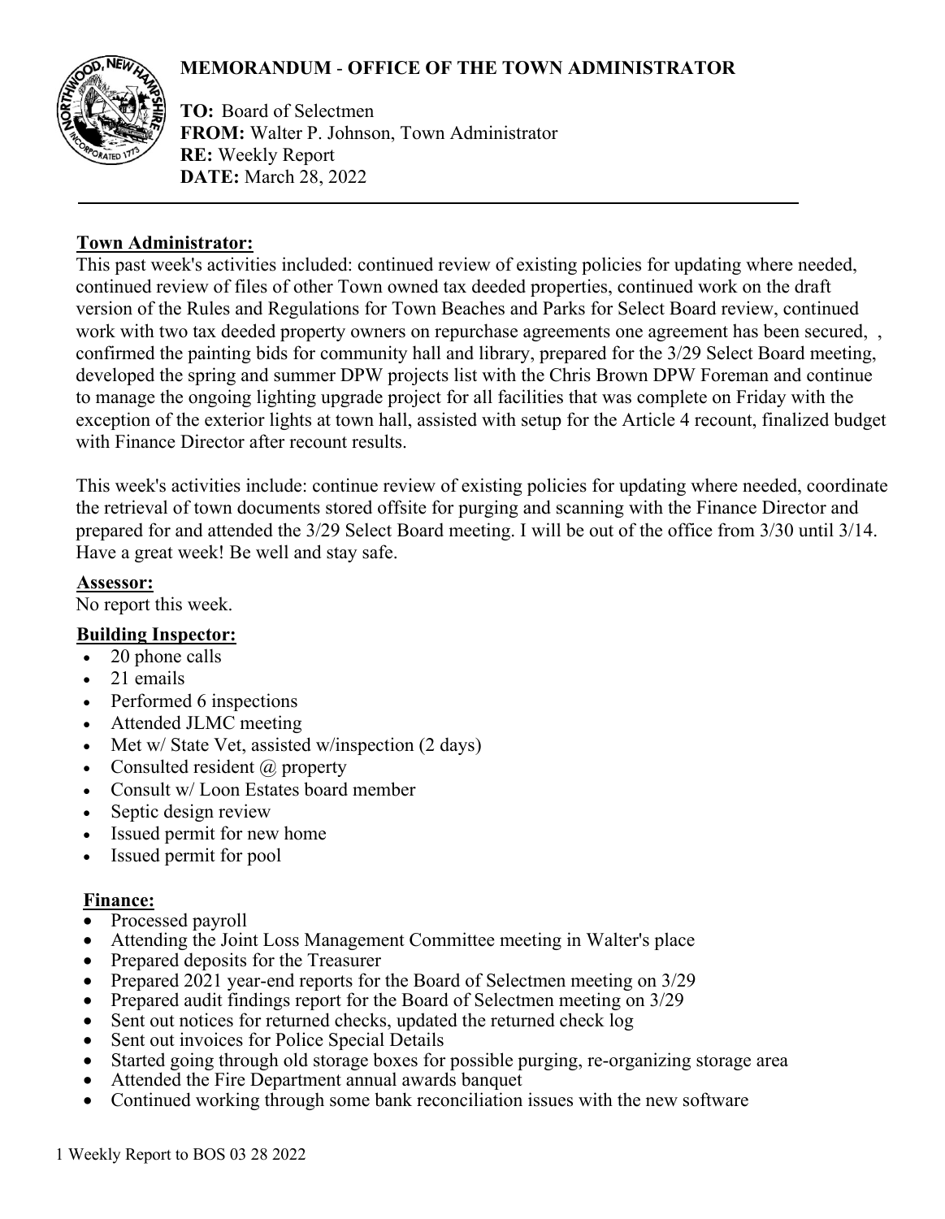# MEMORANDUM - OFFICE OF THE TOWN ADMINISTRATOR

**TO:** Board of Selectmen
**FROM:** Walter P. Johnson, Town Administrator
**RE:** Weekly Report
**DATE:** March 28, 2022

---

**Town Administrator:**

This past week's activities included: continued review of existing policies for updating where needed, continued review of files of other Town owned tax deeded properties, continued work on the draft version of the Rules and Regulations for Town Beaches and Parks for Select Board review, continued work with two tax deeded property owners on repurchase agreements one agreement has been secured, , confirmed the painting bids for community hall and library, prepared for the 3/29 Select Board meeting, developed the spring and summer DPW projects list with the Chris Brown DPW Foreman and continue to manage the ongoing lighting upgrade project for all facilities that was complete on Friday with the exception of the exterior lights at town hall, assisted with setup for the Article 4 recount, finalized budget with Finance Director after recount results.

This week's activities include: continue review of existing policies for updating where needed, coordinate the retrieval of town documents stored offsite for purging and scanning with the Finance Director and prepared for and attended the 3/29 Select Board meeting. I will be out of the office from 3/30 until 3/14. Have a great week! Be well and stay safe.

**Assessor:**

No report this week.

**Building Inspector:**

- 20 phone calls
- 21 emails
- Performed 6 inspections
- Attended JLMC meeting
- Met w/ State Vet, assisted w/inspection (2 days)
- Consulted resident @ property
- Consult w/ Loon Estates board member
- Septic design review
- Issued permit for new home
- Issued permit for pool

**Finance:**

- Processed payroll
- Attending the Joint Loss Management Committee meeting in Walter's place
- Prepared deposits for the Treasurer
- Prepared 2021 year-end reports for the Board of Selectmen meeting on 3/29
- Prepared audit findings report for the Board of Selectmen meeting on 3/29
- Sent out notices for returned checks, updated the returned check log
- Sent out invoices for Police Special Details
- Started going through old storage boxes for possible purging, re-organizing storage area
- Attended the Fire Department annual awards banquet
- Continued working through some bank reconciliation issues with the new software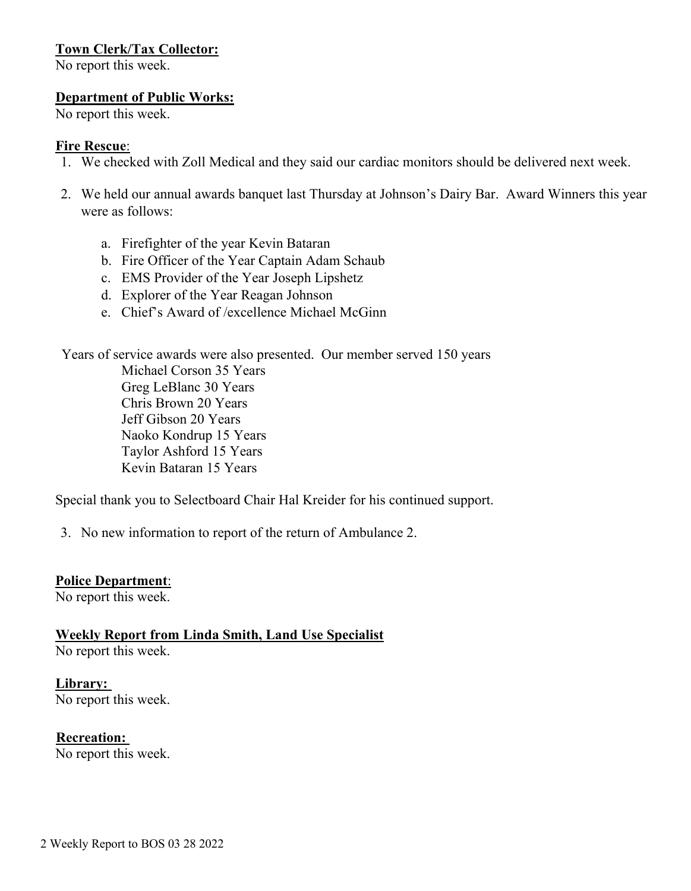**Town Clerk/Tax Collector:**
No report this week.

**Department of Public Works:**
No report this week.

**Fire Rescue**:

1. We checked with Zoll Medical and they said our cardiac monitors should be delivered next week.

2. We held our annual awards banquet last Thursday at Johnson's Dairy Bar. Award Winners this year were as follows:

   a. Firefighter of the year Kevin Bataran
   b. Fire Officer of the Year Captain Adam Schaub
   c. EMS Provider of the Year Joseph Lipshetz
   d. Explorer of the Year Reagan Johnson
   e. Chief's Award of /excellence Michael McGinn

Years of service awards were also presented. Our member served 150 years

Michael Corson 35 Years
Greg LeBlanc 30 Years
Chris Brown 20 Years
Jeff Gibson 20 Years
Naoko Kondrup 15 Years
Taylor Ashford 15 Years
Kevin Bataran 15 Years

Special thank you to Selectboard Chair Hal Kreider for his continued support.

3. No new information to report of the return of Ambulance 2.

**Police Department**:
No report this week.

**Weekly Report from Linda Smith, Land Use Specialist**
No report this week.

**Library:**
No report this week.

**Recreation:**
No report this week.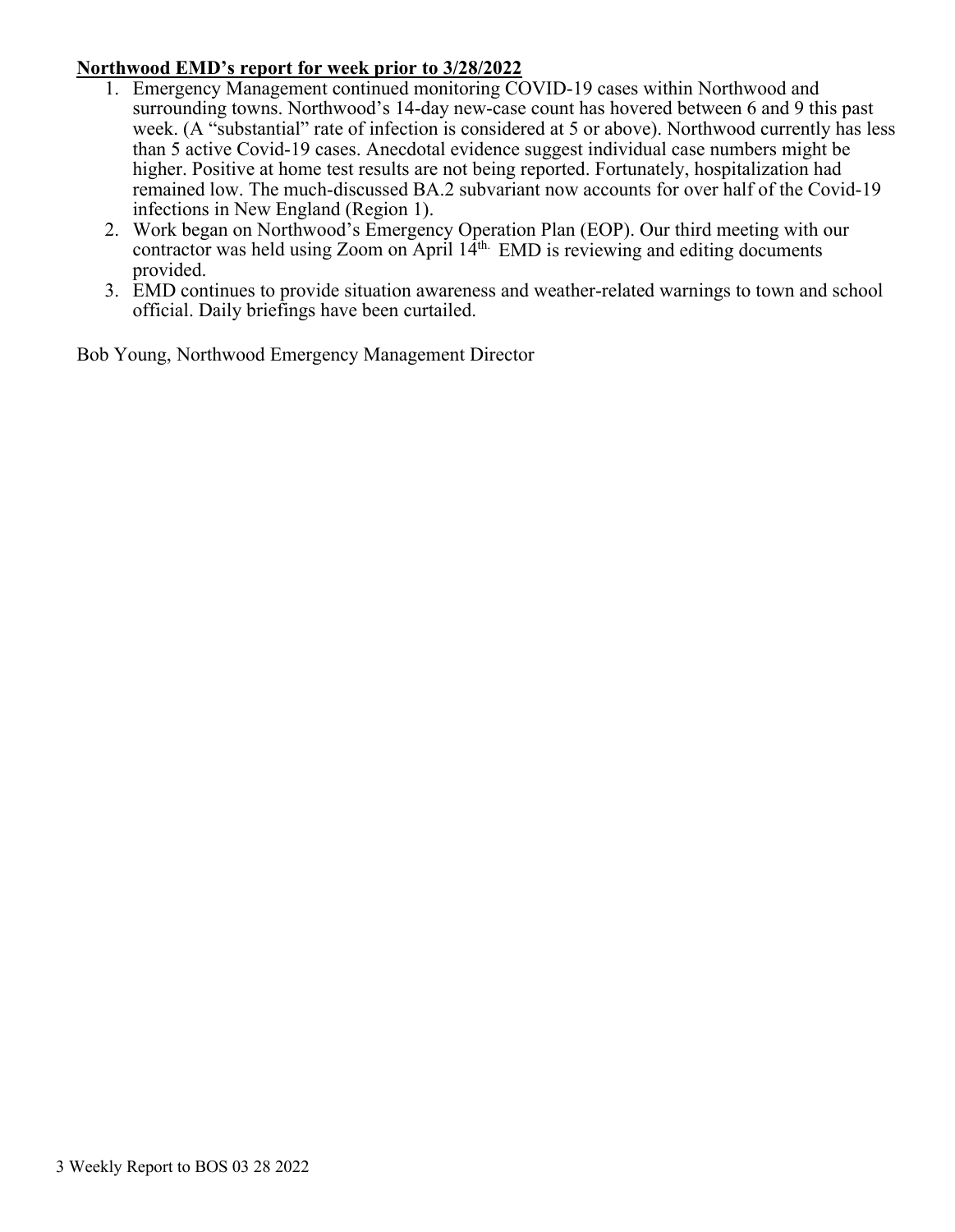**Northwood EMD's report for week prior to 3/28/2022**

1. Emergency Management continued monitoring COVID-19 cases within Northwood and surrounding towns. Northwood's 14-day new-case count has hovered between 6 and 9 this past week. (A "substantial" rate of infection is considered at 5 or above). Northwood currently has less than 5 active Covid-19 cases. Anecdotal evidence suggest individual case numbers might be higher. Positive at home test results are not being reported. Fortunately, hospitalization had remained low. The much-discussed BA.2 subvariant now accounts for over half of the Covid-19 infections in New England (Region 1).
2. Work began on Northwood's Emergency Operation Plan (EOP). Our third meeting with our contractor was held using Zoom on April 14th. EMD is reviewing and editing documents provided.
3. EMD continues to provide situation awareness and weather-related warnings to town and school official. Daily briefings have been curtailed.

Bob Young, Northwood Emergency Management Director